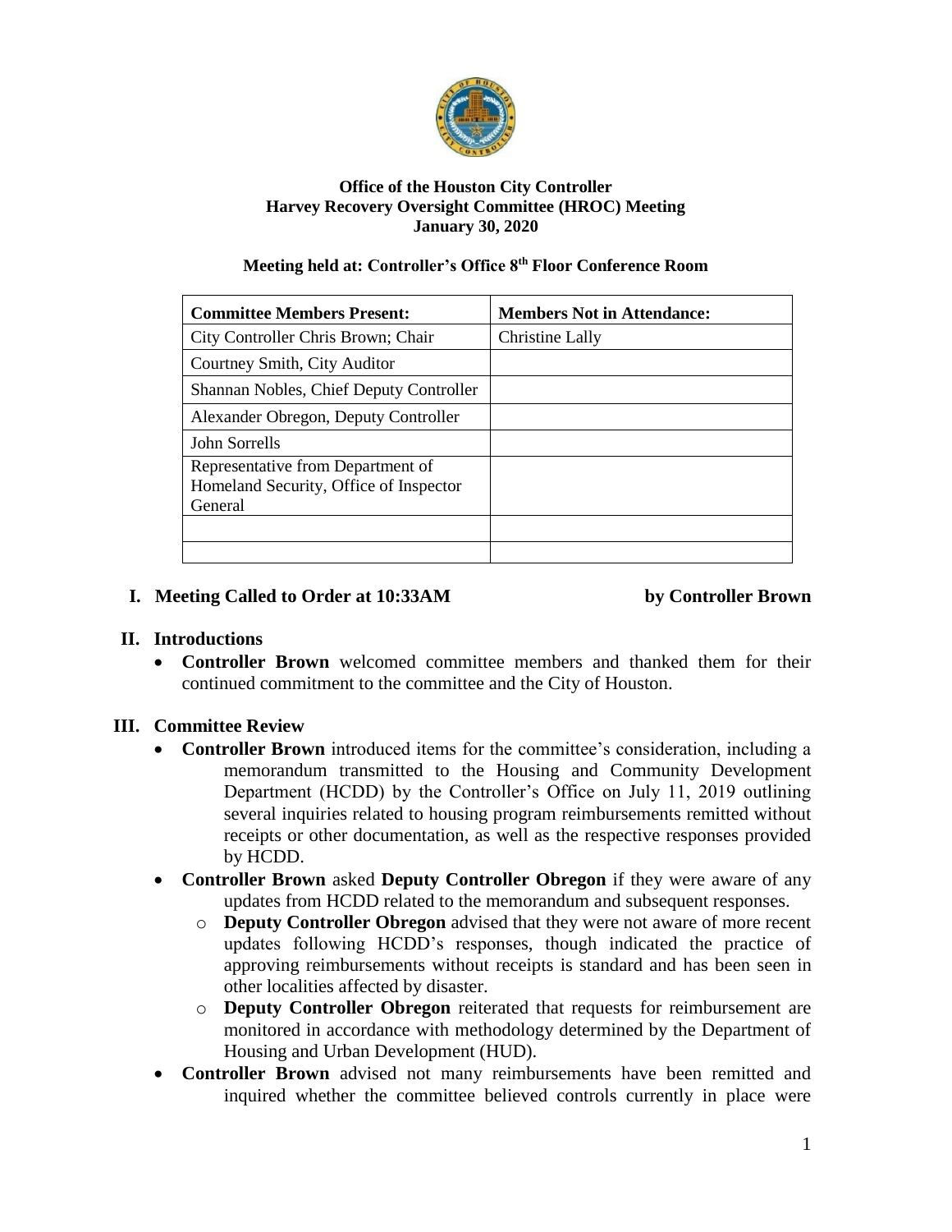**Office of the Houston City Controller**
**Harvey Recovery Oversight Committee (HROC) Meeting**
**January 30, 2020**

**Meeting held at: Controller's Office 8th Floor Conference Room**

| Committee Members Present: | Members Not in Attendance: |
|---|---|
| City Controller Chris Brown; Chair | Christine Lally |
| Courtney Smith, City Auditor | |
| Shannan Nobles, Chief Deputy Controller | |
| Alexander Obregon, Deputy Controller | |
| John Sorrells | |
| Representative from Department of Homeland Security, Office of Inspector General | |
| | |
| | |

## I. Meeting Called to Order at 10:33AM by Controller Brown

## II. Introductions

- **Controller Brown** welcomed committee members and thanked them for their continued commitment to the committee and the City of Houston.

## III. Committee Review

- **Controller Brown** introduced items for the committee's consideration, including a memorandum transmitted to the Housing and Community Development Department (HCDD) by the Controller's Office on July 11, 2019 outlining several inquiries related to housing program reimbursements remitted without receipts or other documentation, as well as the respective responses provided by HCDD.
- **Controller Brown** asked **Deputy Controller Obregon** if they were aware of any updates from HCDD related to the memorandum and subsequent responses.
  - **Deputy Controller Obregon** advised that they were not aware of more recent updates following HCDD's responses, though indicated the practice of approving reimbursements without receipts is standard and has been seen in other localities affected by disaster.
  - **Deputy Controller Obregon** reiterated that requests for reimbursement are monitored in accordance with methodology determined by the Department of Housing and Urban Development (HUD).
- **Controller Brown** advised not many reimbursements have been remitted and inquired whether the committee believed controls currently in place were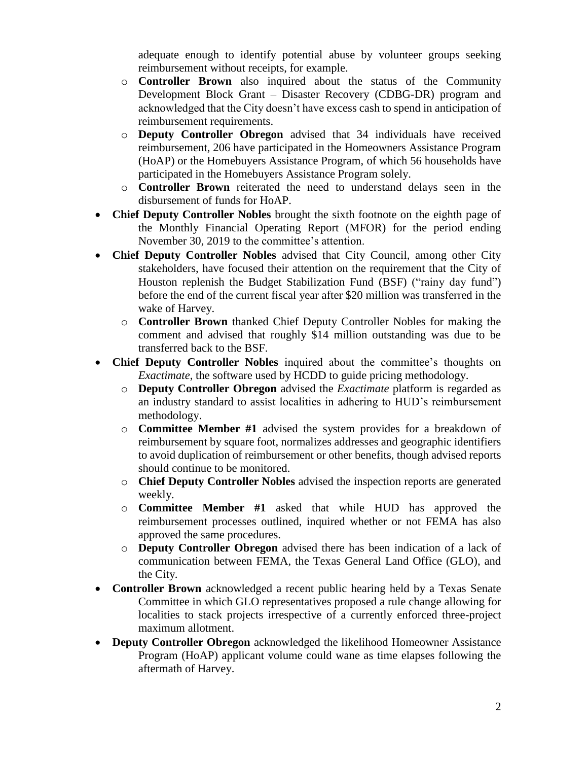adequate enough to identify potential abuse by volunteer groups seeking reimbursement without receipts, for example.

  - **Controller Brown** also inquired about the status of the Community Development Block Grant – Disaster Recovery (CDBG-DR) program and acknowledged that the City doesn't have excess cash to spend in anticipation of reimbursement requirements.
  - **Deputy Controller Obregon** advised that 34 individuals have received reimbursement, 206 have participated in the Homeowners Assistance Program (HoAP) or the Homebuyers Assistance Program, of which 56 households have participated in the Homebuyers Assistance Program solely.
  - **Controller Brown** reiterated the need to understand delays seen in the disbursement of funds for HoAP.
- **Chief Deputy Controller Nobles** brought the sixth footnote on the eighth page of the Monthly Financial Operating Report (MFOR) for the period ending November 30, 2019 to the committee's attention.
- **Chief Deputy Controller Nobles** advised that City Council, among other City stakeholders, have focused their attention on the requirement that the City of Houston replenish the Budget Stabilization Fund (BSF) ("rainy day fund") before the end of the current fiscal year after $20 million was transferred in the wake of Harvey.
  - **Controller Brown** thanked Chief Deputy Controller Nobles for making the comment and advised that roughly $14 million outstanding was due to be transferred back to the BSF.
- **Chief Deputy Controller Nobles** inquired about the committee's thoughts on *Exactimate*, the software used by HCDD to guide pricing methodology.
  - **Deputy Controller Obregon** advised the *Exactimate* platform is regarded as an industry standard to assist localities in adhering to HUD's reimbursement methodology.
  - **Committee Member #1** advised the system provides for a breakdown of reimbursement by square foot, normalizes addresses and geographic identifiers to avoid duplication of reimbursement or other benefits, though advised reports should continue to be monitored.
  - **Chief Deputy Controller Nobles** advised the inspection reports are generated weekly.
  - **Committee Member #1** asked that while HUD has approved the reimbursement processes outlined, inquired whether or not FEMA has also approved the same procedures.
  - **Deputy Controller Obregon** advised there has been indication of a lack of communication between FEMA, the Texas General Land Office (GLO), and the City.
- **Controller Brown** acknowledged a recent public hearing held by a Texas Senate Committee in which GLO representatives proposed a rule change allowing for localities to stack projects irrespective of a currently enforced three-project maximum allotment.
- **Deputy Controller Obregon** acknowledged the likelihood Homeowner Assistance Program (HoAP) applicant volume could wane as time elapses following the aftermath of Harvey.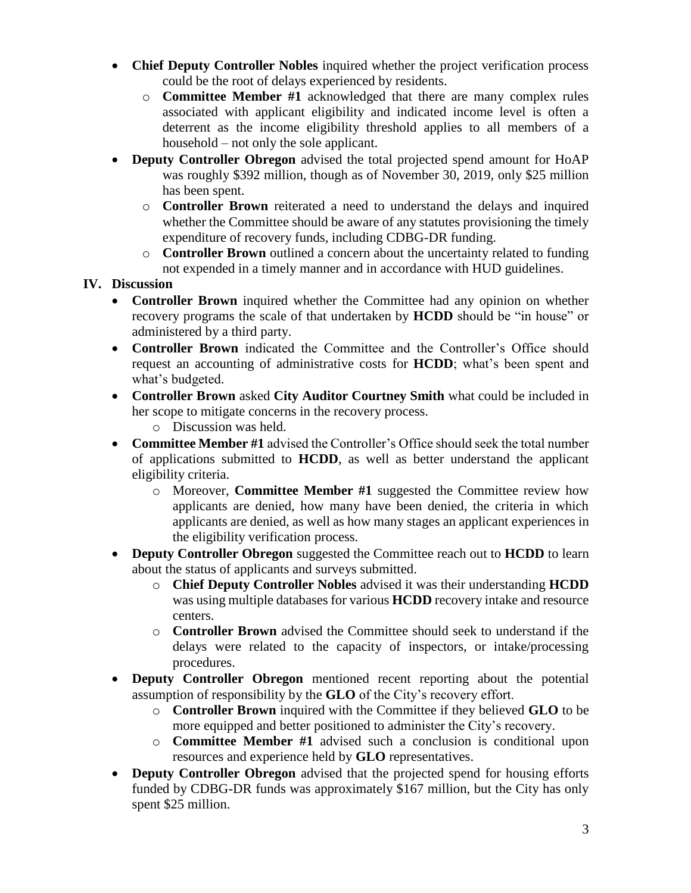- **Chief Deputy Controller Nobles** inquired whether the project verification process could be the root of delays experienced by residents.
  - **Committee Member #1** acknowledged that there are many complex rules associated with applicant eligibility and indicated income level is often a deterrent as the income eligibility threshold applies to all members of a household – not only the sole applicant.
- **Deputy Controller Obregon** advised the total projected spend amount for HoAP was roughly $392 million, though as of November 30, 2019, only $25 million has been spent.
  - **Controller Brown** reiterated a need to understand the delays and inquired whether the Committee should be aware of any statutes provisioning the timely expenditure of recovery funds, including CDBG-DR funding.
  - **Controller Brown** outlined a concern about the uncertainty related to funding not expended in a timely manner and in accordance with HUD guidelines.

## IV. Discussion

- **Controller Brown** inquired whether the Committee had any opinion on whether recovery programs the scale of that undertaken by **HCDD** should be "in house" or administered by a third party.
- **Controller Brown** indicated the Committee and the Controller's Office should request an accounting of administrative costs for **HCDD**; what's been spent and what's budgeted.
- **Controller Brown** asked **City Auditor Courtney Smith** what could be included in her scope to mitigate concerns in the recovery process.
  - Discussion was held.
- **Committee Member #1** advised the Controller's Office should seek the total number of applications submitted to **HCDD**, as well as better understand the applicant eligibility criteria.
  - Moreover, **Committee Member #1** suggested the Committee review how applicants are denied, how many have been denied, the criteria in which applicants are denied, as well as how many stages an applicant experiences in the eligibility verification process.
- **Deputy Controller Obregon** suggested the Committee reach out to **HCDD** to learn about the status of applicants and surveys submitted.
  - **Chief Deputy Controller Nobles** advised it was their understanding **HCDD** was using multiple databases for various **HCDD** recovery intake and resource centers.
  - **Controller Brown** advised the Committee should seek to understand if the delays were related to the capacity of inspectors, or intake/processing procedures.
- **Deputy Controller Obregon** mentioned recent reporting about the potential assumption of responsibility by the **GLO** of the City's recovery effort.
  - **Controller Brown** inquired with the Committee if they believed **GLO** to be more equipped and better positioned to administer the City's recovery.
  - **Committee Member #1** advised such a conclusion is conditional upon resources and experience held by **GLO** representatives.
- **Deputy Controller Obregon** advised that the projected spend for housing efforts funded by CDBG-DR funds was approximately $167 million, but the City has only spent $25 million.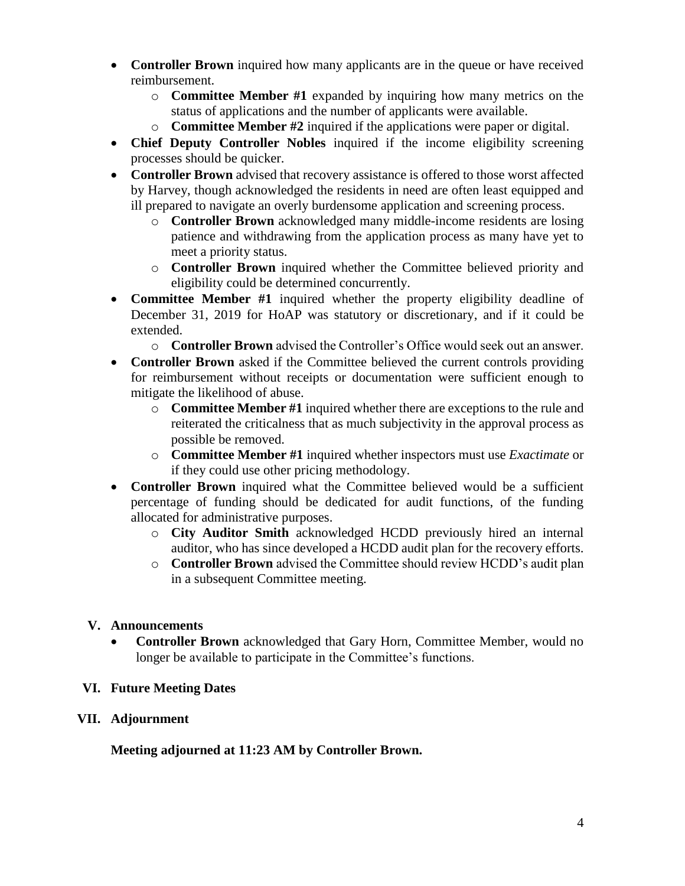- **Controller Brown** inquired how many applicants are in the queue or have received reimbursement.
  - **Committee Member #1** expanded by inquiring how many metrics on the status of applications and the number of applicants were available.
  - **Committee Member #2** inquired if the applications were paper or digital.
- **Chief Deputy Controller Nobles** inquired if the income eligibility screening processes should be quicker.
- **Controller Brown** advised that recovery assistance is offered to those worst affected by Harvey, though acknowledged the residents in need are often least equipped and ill prepared to navigate an overly burdensome application and screening process.
  - **Controller Brown** acknowledged many middle-income residents are losing patience and withdrawing from the application process as many have yet to meet a priority status.
  - **Controller Brown** inquired whether the Committee believed priority and eligibility could be determined concurrently.
- **Committee Member #1** inquired whether the property eligibility deadline of December 31, 2019 for HoAP was statutory or discretionary, and if it could be extended.
  - **Controller Brown** advised the Controller's Office would seek out an answer.
- **Controller Brown** asked if the Committee believed the current controls providing for reimbursement without receipts or documentation were sufficient enough to mitigate the likelihood of abuse.
  - **Committee Member #1** inquired whether there are exceptions to the rule and reiterated the criticalness that as much subjectivity in the approval process as possible be removed.
  - **Committee Member #1** inquired whether inspectors must use *Exactimate* or if they could use other pricing methodology.
- **Controller Brown** inquired what the Committee believed would be a sufficient percentage of funding should be dedicated for audit functions, of the funding allocated for administrative purposes.
  - **City Auditor Smith** acknowledged HCDD previously hired an internal auditor, who has since developed a HCDD audit plan for the recovery efforts.
  - **Controller Brown** advised the Committee should review HCDD's audit plan in a subsequent Committee meeting.

## V. Announcements

- **Controller Brown** acknowledged that Gary Horn, Committee Member, would no longer be available to participate in the Committee's functions.

## VI. Future Meeting Dates

## VII. Adjournment

**Meeting adjourned at 11:23 AM by Controller Brown.**